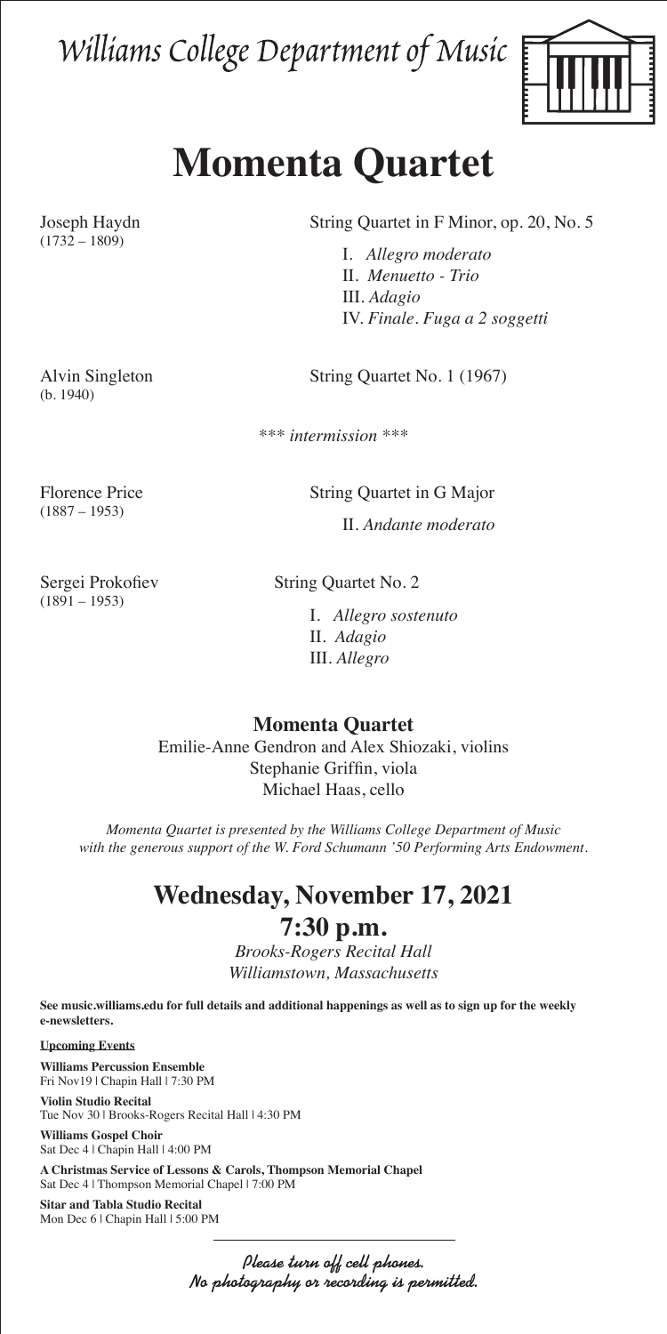Williams College Department of Music

# Momenta Quartet

**Joseph Haydn** (1732 – 1809)
String Quartet in F Minor, op. 20, No. 5

I. *Allegro moderato*
II. *Menuetto - Trio*
III. *Adagio*
IV. *Finale. Fuga a 2 soggetti*

**Alvin Singleton** (b. 1940)
String Quartet No. 1 (1967)

*\*\*\* intermission \*\*\**

**Florence Price** (1887 – 1953)
String Quartet in G Major

II. *Andante moderato*

**Sergei Prokofiev** (1891 – 1953)
String Quartet No. 2

I. *Allegro sostenuto*
II. *Adagio*
III. *Allegro*

## Momenta Quartet

Emilie-Anne Gendron and Alex Shiozaki, violins
Stephanie Griffin, viola
Michael Haas, cello

*Momenta Quartet is presented by the Williams College Department of Music with the generous support of the W. Ford Schumann '50 Performing Arts Endowment.*

## Wednesday, November 17, 2021
## 7:30 p.m.

*Brooks-Rogers Recital Hall*
*Williamstown, Massachusetts*

**See music.williams.edu for full details and additional happenings as well as to sign up for the weekly e-newsletters.**

**Upcoming Events**

**Williams Percussion Ensemble**
Fri Nov19 | Chapin Hall | 7:30 PM

**Violin Studio Recital**
Tue Nov 30 | Brooks-Rogers Recital Hall | 4:30 PM

**Williams Gospel Choir**
Sat Dec 4 | Chapin Hall | 4:00 PM

**A Christmas Service of Lessons & Carols, Thompson Memorial Chapel**
Sat Dec 4 | Thompson Memorial Chapel | 7:00 PM

**Sitar and Tabla Studio Recital**
Mon Dec 6 | Chapin Hall | 5:00 PM

*Please turn off cell phones.*
*No photography or recording is permitted.*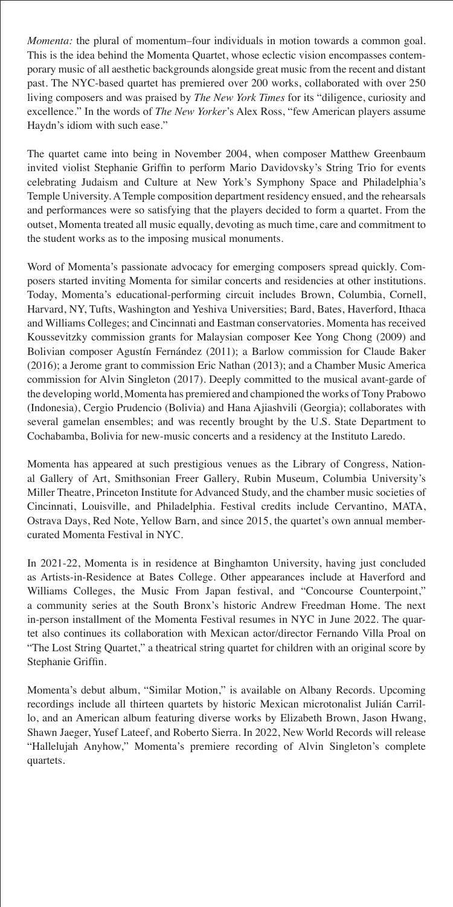*Momenta:* the plural of momentum–four individuals in motion towards a common goal. This is the idea behind the Momenta Quartet, whose eclectic vision encompasses contemporary music of all aesthetic backgrounds alongside great music from the recent and distant past. The NYC-based quartet has premiered over 200 works, collaborated with over 250 living composers and was praised by *The New York Times* for its "diligence, curiosity and excellence." In the words of *The New Yorker*'s Alex Ross, "few American players assume Haydn's idiom with such ease."

The quartet came into being in November 2004, when composer Matthew Greenbaum invited violist Stephanie Griffin to perform Mario Davidovsky's String Trio for events celebrating Judaism and Culture at New York's Symphony Space and Philadelphia's Temple University. A Temple composition department residency ensued, and the rehearsals and performances were so satisfying that the players decided to form a quartet. From the outset, Momenta treated all music equally, devoting as much time, care and commitment to the student works as to the imposing musical monuments.

Word of Momenta's passionate advocacy for emerging composers spread quickly. Composers started inviting Momenta for similar concerts and residencies at other institutions. Today, Momenta's educational-performing circuit includes Brown, Columbia, Cornell, Harvard, NY, Tufts, Washington and Yeshiva Universities; Bard, Bates, Haverford, Ithaca and Williams Colleges; and Cincinnati and Eastman conservatories. Momenta has received Koussevitzky commission grants for Malaysian composer Kee Yong Chong (2009) and Bolivian composer Agustín Fernández (2011); a Barlow commission for Claude Baker (2016); a Jerome grant to commission Eric Nathan (2013); and a Chamber Music America commission for Alvin Singleton (2017). Deeply committed to the musical avant-garde of the developing world, Momenta has premiered and championed the works of Tony Prabowo (Indonesia), Cergio Prudencio (Bolivia) and Hana Ajiashvili (Georgia); collaborates with several gamelan ensembles; and was recently brought by the U.S. State Department to Cochabamba, Bolivia for new-music concerts and a residency at the Instituto Laredo.

Momenta has appeared at such prestigious venues as the Library of Congress, National Gallery of Art, Smithsonian Freer Gallery, Rubin Museum, Columbia University's Miller Theatre, Princeton Institute for Advanced Study, and the chamber music societies of Cincinnati, Louisville, and Philadelphia. Festival credits include Cervantino, MATA, Ostrava Days, Red Note, Yellow Barn, and since 2015, the quartet's own annual member-curated Momenta Festival in NYC.

In 2021-22, Momenta is in residence at Binghamton University, having just concluded as Artists-in-Residence at Bates College. Other appearances include at Haverford and Williams Colleges, the Music From Japan festival, and "Concourse Counterpoint," a community series at the South Bronx's historic Andrew Freedman Home. The next in-person installment of the Momenta Festival resumes in NYC in June 2022. The quartet also continues its collaboration with Mexican actor/director Fernando Villa Proal on "The Lost String Quartet," a theatrical string quartet for children with an original score by Stephanie Griffin.

Momenta's debut album, "Similar Motion," is available on Albany Records. Upcoming recordings include all thirteen quartets by historic Mexican microtonalist Julián Carrillo, and an American album featuring diverse works by Elizabeth Brown, Jason Hwang, Shawn Jaeger, Yusef Lateef, and Roberto Sierra. In 2022, New World Records will release "Hallelujah Anyhow," Momenta's premiere recording of Alvin Singleton's complete quartets.